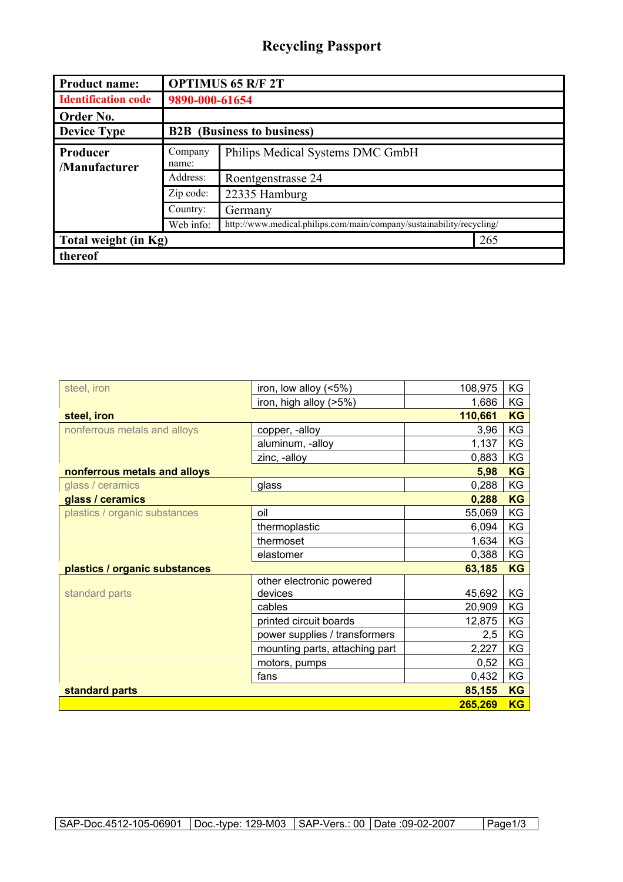# Recycling Passport

| Product name: | OPTIMUS 65 R/F 2T | |
|---|---|---|
| Identification code | 9890-000-61654 | |
| Order No. | | |
| Device Type | B2B (Business to business) | |
| Producer /Manufacturer | Company name: | Philips Medical Systems DMC GmbH |
| | Address: | Roentgenstrasse 24 |
| | Zip code: | 22335 Hamburg |
| | Country: | Germany |
| | Web info: | http://www.medical.philips.com/main/company/sustainability/recycling/ |
| Total weight (in Kg) | | 265 |
| thereof | | |

| | | | |
|---|---|---|---|
| steel, iron | iron, low alloy (<5%) | 108,975 | KG |
| | iron, high alloy (>5%) | 1,686 | KG |
| **steel, iron** | | **110,661** | **KG** |
| nonferrous metals and alloys | copper, -alloy | 3,96 | KG |
| | aluminum, -alloy | 1,137 | KG |
| | zinc, -alloy | 0,883 | KG |
| **nonferrous metals and alloys** | | **5,98** | **KG** |
| glass / ceramics | glass | 0,288 | KG |
| **glass / ceramics** | | **0,288** | **KG** |
| plastics / organic substances | oil | 55,069 | KG |
| | thermoplastic | 6,094 | KG |
| | thermoset | 1,634 | KG |
| | elastomer | 0,388 | KG |
| **plastics / organic substances** | | **63,185** | **KG** |
| standard parts | other electronic powered devices | 45,692 | KG |
| | cables | 20,909 | KG |
| | printed circuit boards | 12,875 | KG |
| | power supplies / transformers | 2,5 | KG |
| | mounting parts, attaching part | 2,227 | KG |
| | motors, pumps | 0,52 | KG |
| | fans | 0,432 | KG |
| **standard parts** | | **85,155** | **KG** |
| | | **265,269** | **KG** |

| SAP-Doc.4512-105-06901 | Doc.-type: 129-M03 | SAP-Vers.: 00 | Date :09-02-2007 |
|---|---|---|---|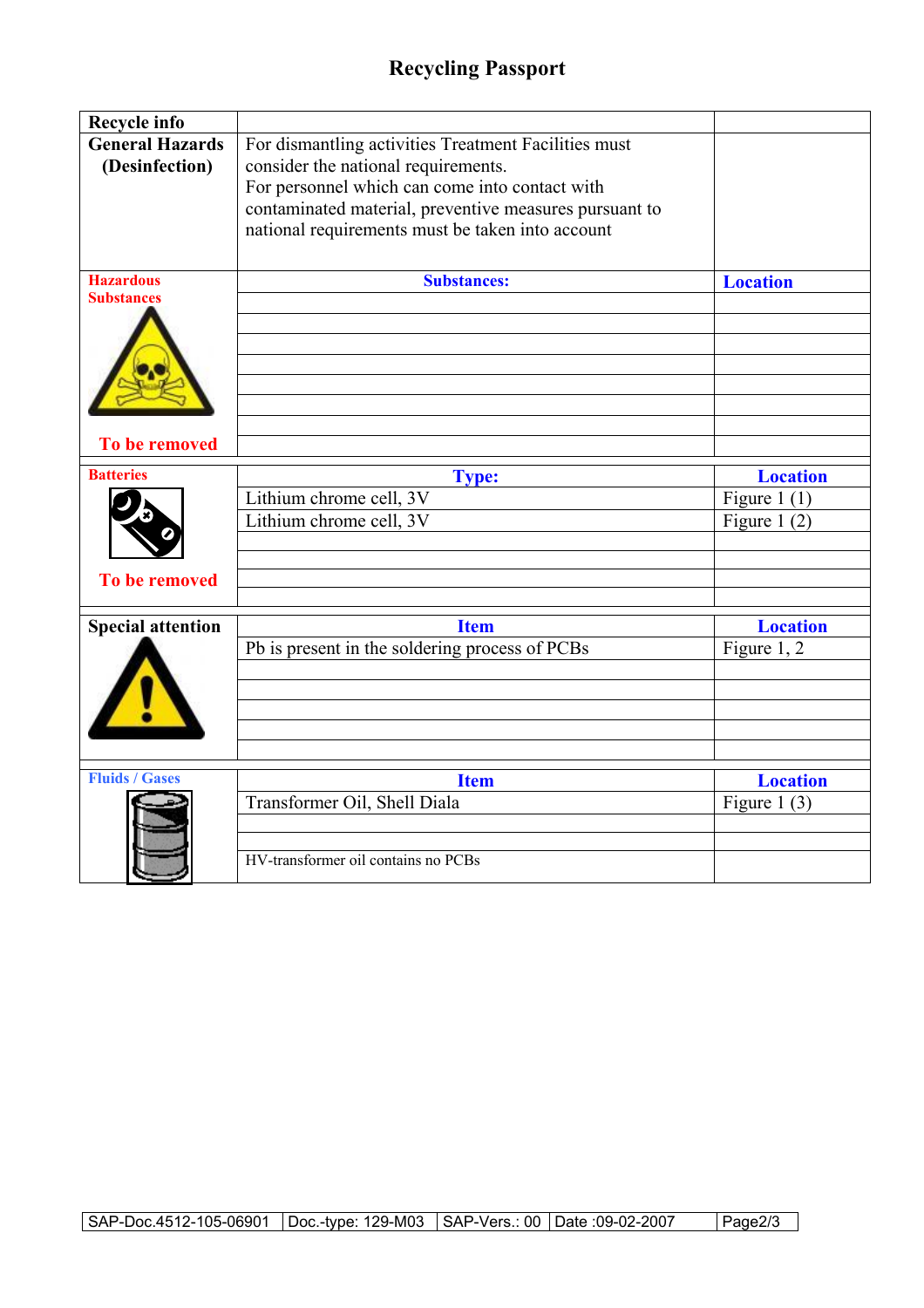# Recycling Passport

| Recycle info | | |
|---|---|---|
| **General Hazards (Desinfection)** | For dismantling activities Treatment Facilities must consider the national requirements. For personnel which can come into contact with contaminated material, preventive measures pursuant to national requirements must be taken into account | |
| **Hazardous Substances** | **Substances:** | **Location** |
| | | |
| | | |
| | | |
| | | |
| | | |
| | | |
| **To be removed** | | |
| **Batteries** | **Type:** | **Location** |
| | Lithium chrome cell, 3V | Figure 1 (1) |
| | Lithium chrome cell, 3V | Figure 1 (2) |
| | | |
| | | |
| **To be removed** | | |
| **Special attention** | **Item** | **Location** |
| | Pb is present in the soldering process of PCBs | Figure 1, 2 |
| | | |
| | | |
| | | |
| | | |
| | | |
| **Fluids / Gases** | **Item** | **Location** |
| | Transformer Oil, Shell Diala | Figure 1 (3) |
| | | |
| | | |
| | HV-transformer oil contains no PCBs | |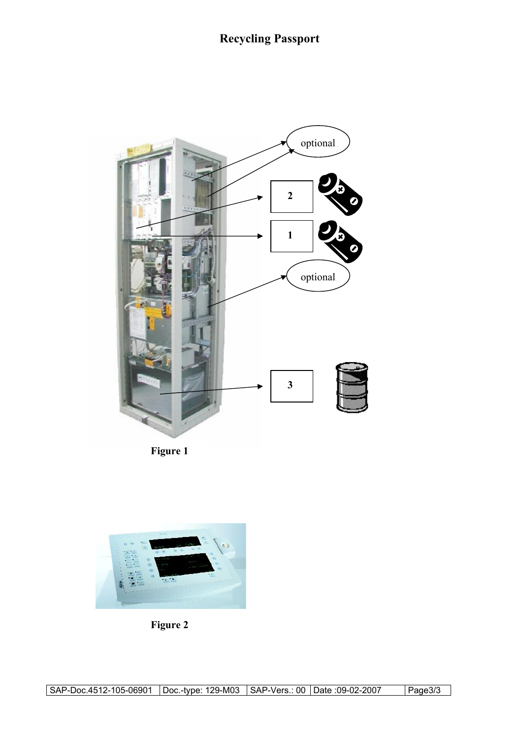# Recycling Passport

optional

2

1

optional

3

Figure 1

Figure 2